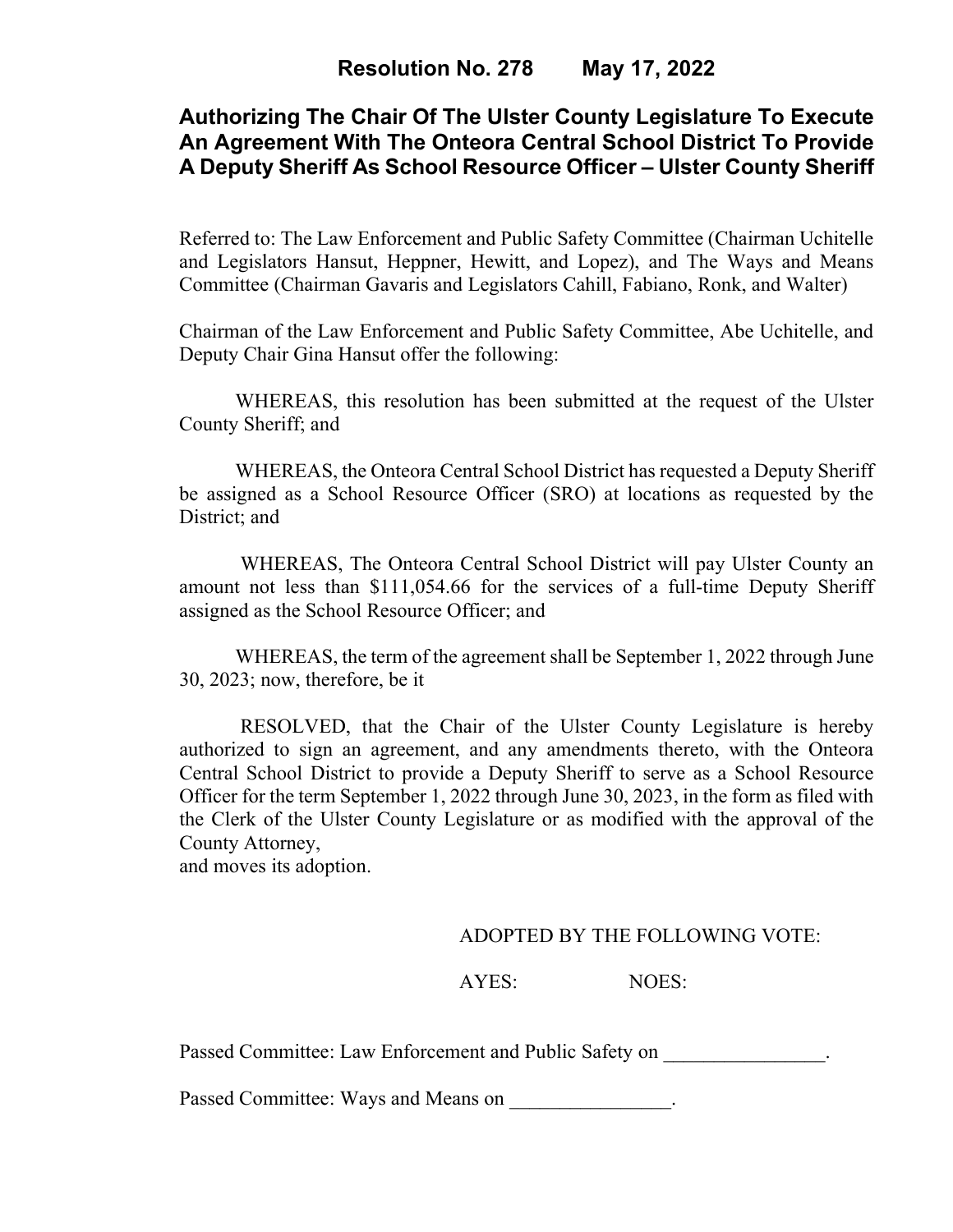# Resolution No. 278 May 17, 2022

## Authorizing The Chair Of The Ulster County Legislature To Execute An Agreement With The Onteora Central School District To Provide A Deputy Sheriff As School Resource Officer – Ulster County Sheriff

Referred to: The Law Enforcement and Public Safety Committee (Chairman Uchitelle and Legislators Hansut, Heppner, Hewitt, and Lopez), and The Ways and Means Committee (Chairman Gavaris and Legislators Cahill, Fabiano, Ronk, and Walter)

Chairman of the Law Enforcement and Public Safety Committee, Abe Uchitelle, and Deputy Chair Gina Hansut offer the following:

WHEREAS, this resolution has been submitted at the request of the Ulster County Sheriff; and

WHEREAS, the Onteora Central School District has requested a Deputy Sheriff be assigned as a School Resource Officer (SRO) at locations as requested by the District; and

WHEREAS, The Onteora Central School District will pay Ulster County an amount not less than $111,054.66 for the services of a full-time Deputy Sheriff assigned as the School Resource Officer; and

WHEREAS, the term of the agreement shall be September 1, 2022 through June 30, 2023; now, therefore, be it

RESOLVED, that the Chair of the Ulster County Legislature is hereby authorized to sign an agreement, and any amendments thereto, with the Onteora Central School District to provide a Deputy Sheriff to serve as a School Resource Officer for the term September 1, 2022 through June 30, 2023, in the form as filed with the Clerk of the Ulster County Legislature or as modified with the approval of the County Attorney,

and moves its adoption.

ADOPTED BY THE FOLLOWING VOTE:

AYES: NOES:

Passed Committee: Law Enforcement and Public Safety on ________________.

Passed Committee: Ways and Means on ________________.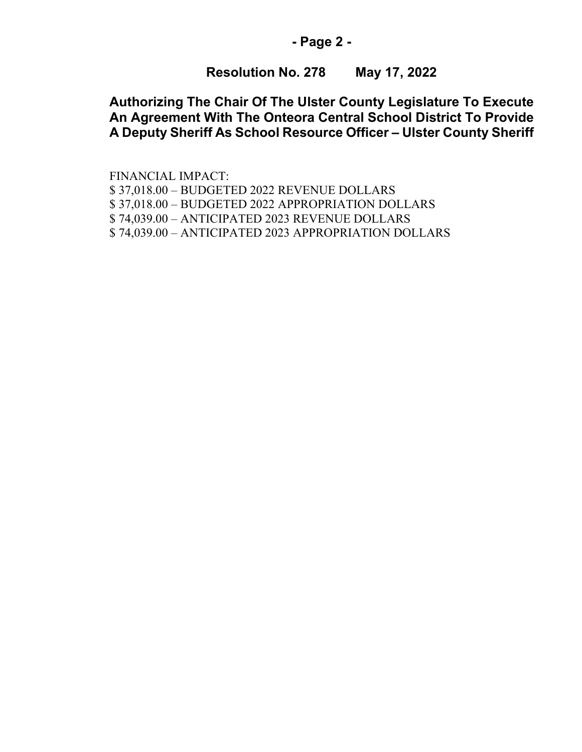**Resolution No. 278 May 17, 2022**

**Authorizing The Chair Of The Ulster County Legislature To Execute An Agreement With The Onteora Central School District To Provide A Deputy Sheriff As School Resource Officer – Ulster County Sheriff**

FINANCIAL IMPACT:
$ 37,018.00 – BUDGETED 2022 REVENUE DOLLARS
$ 37,018.00 – BUDGETED 2022 APPROPRIATION DOLLARS
$ 74,039.00 – ANTICIPATED 2023 REVENUE DOLLARS
$ 74,039.00 – ANTICIPATED 2023 APPROPRIATION DOLLARS